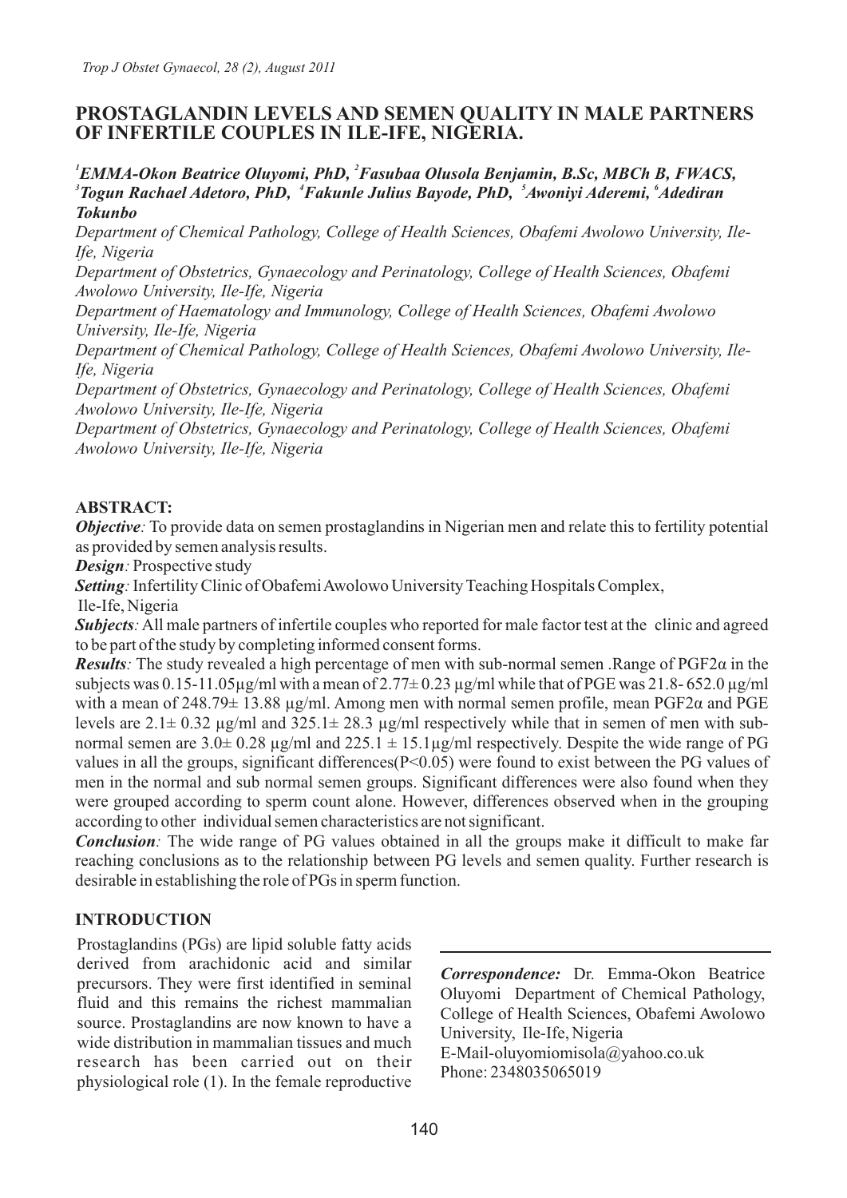# PROSTAGLANDIN LEVELS AND SEMEN QUALITY IN MALE PARTNERS OF INFERTILE COUPLES IN ILE-IFE, NIGERIA.

[1]*EMMA-Okon Beatrice Oluyomi, PhD,* [2]*Fasubaa Olusola Benjamin, B.Sc, MBCh B, FWACS,* [3]*Togun Rachael Adetoro, PhD,* [4]*Fakunle Julius Bayode, PhD,* [5]*Awoniyi Aderemi,* [6]*Adediran Tokunbo*

*Department of Chemical Pathology, College of Health Sciences, Obafemi Awolowo University, Ile-Ife, Nigeria*

*Department of Obstetrics, Gynaecology and Perinatology, College of Health Sciences, Obafemi Awolowo University, Ile-Ife, Nigeria*

*Department of Haematology and Immunology, College of Health Sciences, Obafemi Awolowo University, Ile-Ife, Nigeria*

*Department of Chemical Pathology, College of Health Sciences, Obafemi Awolowo University, Ile-Ife, Nigeria*

*Department of Obstetrics, Gynaecology and Perinatology, College of Health Sciences, Obafemi Awolowo University, Ile-Ife, Nigeria*

*Department of Obstetrics, Gynaecology and Perinatology, College of Health Sciences, Obafemi Awolowo University, Ile-Ife, Nigeria*

## ABSTRACT:

***Objective***: To provide data on semen prostaglandins in Nigerian men and relate this to fertility potential as provided by semen analysis results.

***Design***: Prospective study

***Setting***: Infertility Clinic of Obafemi Awolowo University Teaching Hospitals Complex, Ile-Ife, Nigeria

***Subjects***: All male partners of infertile couples who reported for male factor test at the clinic and agreed to be part of the study by completing informed consent forms.

***Results***: The study revealed a high percentage of men with sub-normal semen .Range of $PGF2\alpha$ in the subjects was 0.15-11.05µg/ml with a mean of $2.77 \pm 0.23$ µg/ml while that of PGE was 21.8- 652.0 µg/ml with a mean of $248.79 \pm 13.88$ µg/ml. Among men with normal semen profile, mean $PGF2\alpha$ and PGE levels are $2.1 \pm 0.32$ µg/ml and $325.1 \pm 28.3$ µg/ml respectively while that in semen of men with sub-normal semen are $3.0 \pm 0.28$ µg/ml and $225.1 \pm 15.1$µg/ml respectively. Despite the wide range of PG values in all the groups, significant differences($P<0.05$) were found to exist between the PG values of men in the normal and sub normal semen groups. Significant differences were also found when they were grouped according to sperm count alone. However, differences observed when in the grouping according to other individual semen characteristics are not significant.

***Conclusion***: The wide range of PG values obtained in all the groups make it difficult to make far reaching conclusions as to the relationship between PG levels and semen quality. Further research is desirable in establishing the role of PGs in sperm function.

## INTRODUCTION

Prostaglandins (PGs) are lipid soluble fatty acids derived from arachidonic acid and similar precursors. They were first identified in seminal fluid and this remains the richest mammalian source. Prostaglandins are now known to have a wide distribution in mammalian tissues and much research has been carried out on their physiological role (1). In the female reproductive

***Correspondence:*** Dr. Emma-Okon Beatrice Oluyomi Department of Chemical Pathology, College of Health Sciences, Obafemi Awolowo University, Ile-Ife, Nigeria
E-Mail-oluyomiomisola@yahoo.co.uk
Phone: 2348035065019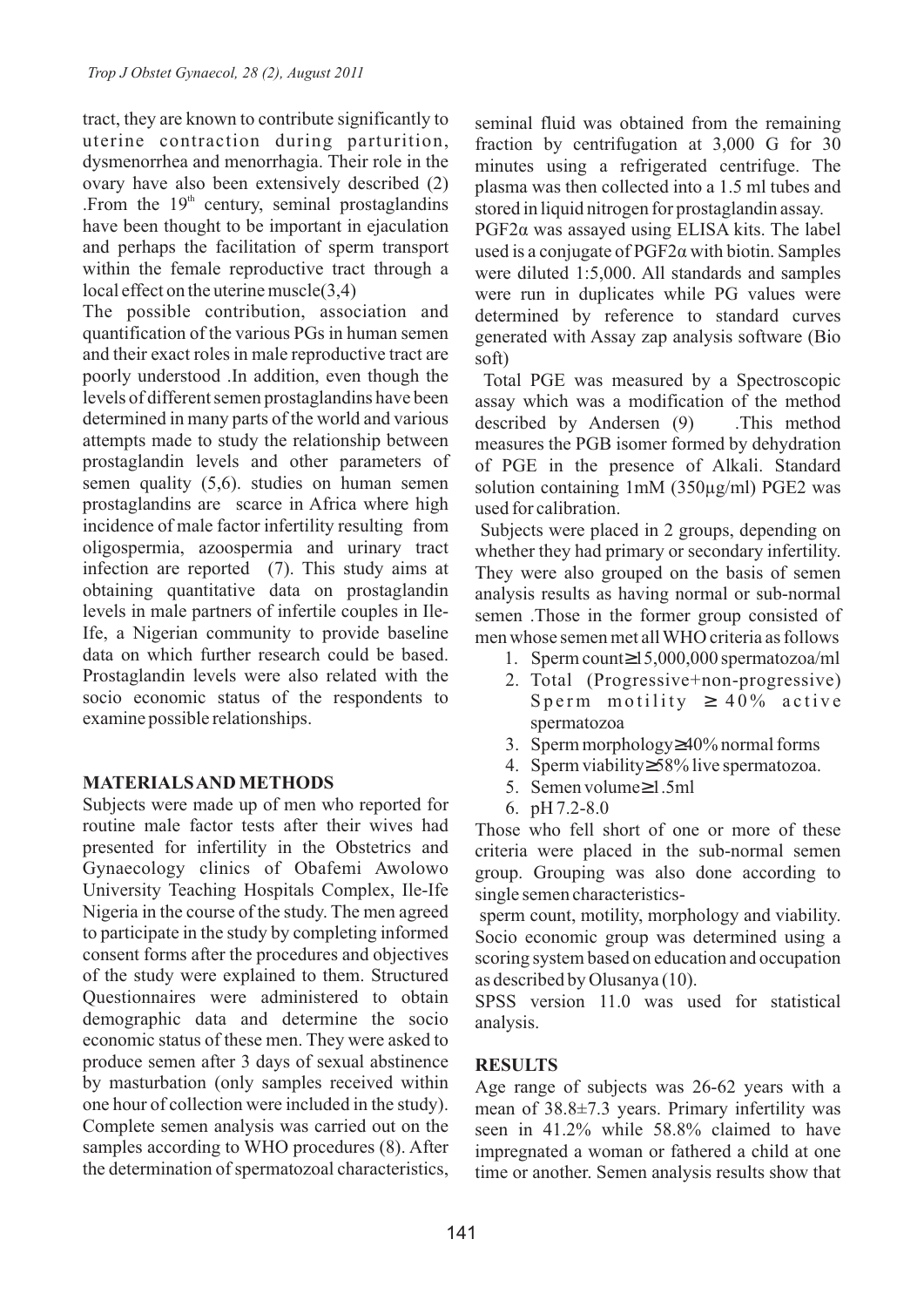tract, they are known to contribute significantly to uterine contraction during parturition, dysmenorrhea and menorrhagia. Their role in the ovary have also been extensively described (2) .From the 19th century, seminal prostaglandins have been thought to be important in ejaculation and perhaps the facilitation of sperm transport within the female reproductive tract through a local effect on the uterine muscle(3,4)

The possible contribution, association and quantification of the various PGs in human semen and their exact roles in male reproductive tract are poorly understood .In addition, even though the levels of different semen prostaglandins have been determined in many parts of the world and various attempts made to study the relationship between prostaglandin levels and other parameters of semen quality (5,6). studies on human semen prostaglandins are scarce in Africa where high incidence of male factor infertility resulting from oligospermia, azoospermia and urinary tract infection are reported (7). This study aims at obtaining quantitative data on prostaglandin levels in male partners of infertile couples in Ile-Ife, a Nigerian community to provide baseline data on which further research could be based. Prostaglandin levels were also related with the socio economic status of the respondents to examine possible relationships.

## MATERIALS AND METHODS

Subjects were made up of men who reported for routine male factor tests after their wives had presented for infertility in the Obstetrics and Gynaecology clinics of Obafemi Awolowo University Teaching Hospitals Complex, Ile-Ife Nigeria in the course of the study. The men agreed to participate in the study by completing informed consent forms after the procedures and objectives of the study were explained to them. Structured Questionnaires were administered to obtain demographic data and determine the socio economic status of these men. They were asked to produce semen after 3 days of sexual abstinence by masturbation (only samples received within one hour of collection were included in the study). Complete semen analysis was carried out on the samples according to WHO procedures (8). After the determination of spermatozoal characteristics, seminal fluid was obtained from the remaining fraction by centrifugation at 3,000 G for 30 minutes using a refrigerated centrifuge. The plasma was then collected into a 1.5 ml tubes and stored in liquid nitrogen for prostaglandin assay.

$PGF2\alpha$ was assayed using ELISA kits. The label used is a conjugate of $PGF2\alpha$ with biotin. Samples were diluted 1:5,000. All standards and samples were run in duplicates while PG values were determined by reference to standard curves generated with Assay zap analysis software (Bio soft)

Total PGE was measured by a Spectroscopic assay which was a modification of the method described by Andersen (9) .This method measures the PGB isomer formed by dehydration of PGE in the presence of Alkali. Standard solution containing 1mM (350µg/ml) PGE2 was used for calibration.

Subjects were placed in 2 groups, depending on whether they had primary or secondary infertility. They were also grouped on the basis of semen analysis results as having normal or sub-normal semen .Those in the former group consisted of men whose semen met all WHO criteria as follows

1. Sperm count ≥15,000,000 spermatozoa/ml
2. Total (Progressive+non-progressive) Sperm motility ≥ 40% active spermatozoa
3. Sperm morphology ≥40% normal forms
4. Sperm viability ≥58% live spermatozoa.
5. Semen volume ≥1.5ml
6. pH 7.2-8.0

Those who fell short of one or more of these criteria were placed in the sub-normal semen group. Grouping was also done according to single semen characteristics- sperm count, motility, morphology and viability. Socio economic group was determined using a scoring system based on education and occupation as described by Olusanya (10).

SPSS version 11.0 was used for statistical analysis.

## RESULTS

Age range of subjects was 26-62 years with a mean of 38.8±7.3 years. Primary infertility was seen in 41.2% while 58.8% claimed to have impregnated a woman or fathered a child at one time or another. Semen analysis results show that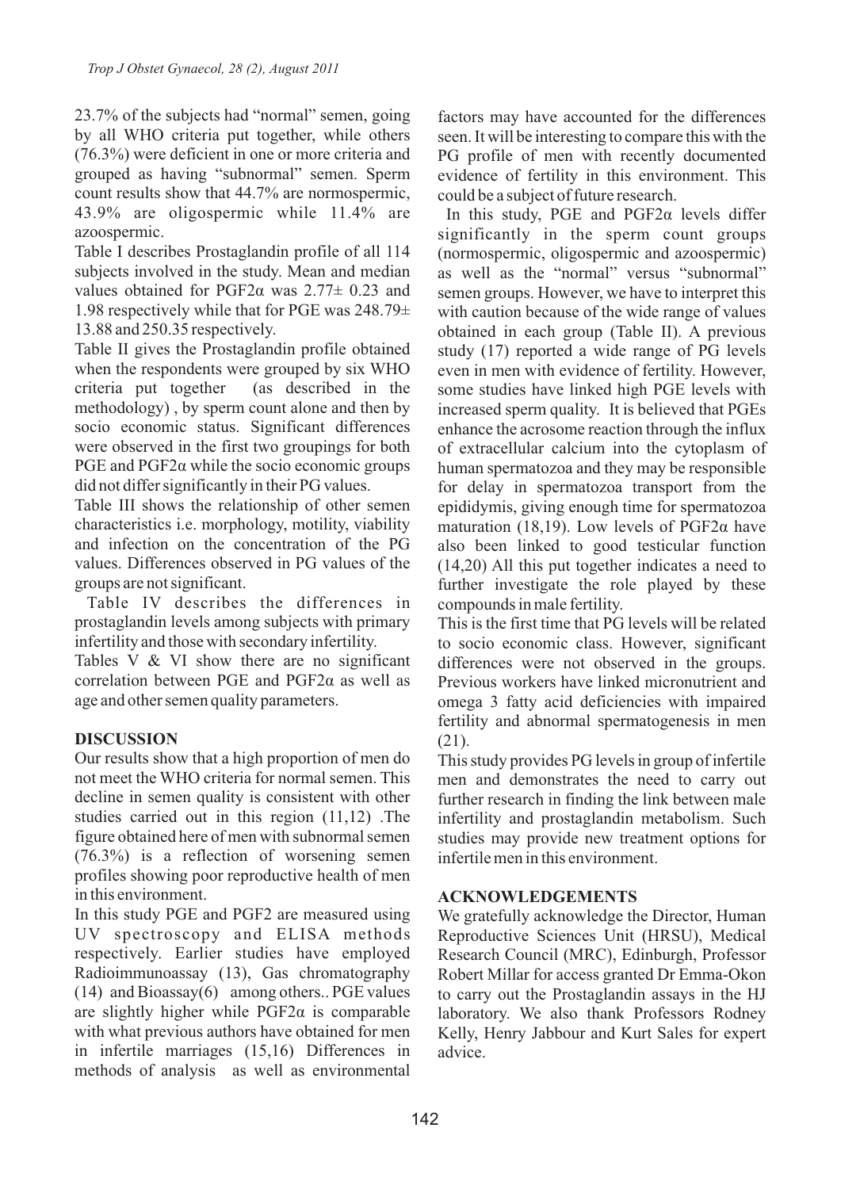23.7% of the subjects had "normal" semen, going by all WHO criteria put together, while others (76.3%) were deficient in one or more criteria and grouped as having "subnormal" semen. Sperm count results show that 44.7% are normospermic, 43.9% are oligospermic while 11.4% are azoospermic.

Table I describes Prostaglandin profile of all 114 subjects involved in the study. Mean and median values obtained for PGF2α was 2.77± 0.23 and 1.98 respectively while that for PGE was 248.79± 13.88 and 250.35 respectively.

Table II gives the Prostaglandin profile obtained when the respondents were grouped by six WHO criteria put together (as described in the methodology) , by sperm count alone and then by socio economic status. Significant differences were observed in the first two groupings for both PGE and PGF2α while the socio economic groups did not differ significantly in their PG values.

Table III shows the relationship of other semen characteristics i.e. morphology, motility, viability and infection on the concentration of the PG values. Differences observed in PG values of the groups are not significant.

Table IV describes the differences in prostaglandin levels among subjects with primary infertility and those with secondary infertility.

Tables V & VI show there are no significant correlation between PGE and PGF2α as well as age and other semen quality parameters.

## DISCUSSION

Our results show that a high proportion of men do not meet the WHO criteria for normal semen. This decline in semen quality is consistent with other studies carried out in this region (11,12) .The figure obtained here of men with subnormal semen (76.3%) is a reflection of worsening semen profiles showing poor reproductive health of men in this environment.

In this study PGE and PGF2 are measured using UV spectroscopy and ELISA methods respectively. Earlier studies have employed Radioimmunoassay (13), Gas chromatography (14) and Bioassay(6) among others.. PGE values are slightly higher while PGF2α is comparable with what previous authors have obtained for men in infertile marriages (15,16) Differences in methods of analysis as well as environmental factors may have accounted for the differences seen. It will be interesting to compare this with the PG profile of men with recently documented evidence of fertility in this environment. This could be a subject of future research.

In this study, PGE and PGF2α levels differ significantly in the sperm count groups (normospermic, oligospermic and azoospermic) as well as the "normal" versus "subnormal" semen groups. However, we have to interpret this with caution because of the wide range of values obtained in each group (Table II). A previous study (17) reported a wide range of PG levels even in men with evidence of fertility. However, some studies have linked high PGE levels with increased sperm quality. It is believed that PGEs enhance the acrosome reaction through the influx of extracellular calcium into the cytoplasm of human spermatozoa and they may be responsible for delay in spermatozoa transport from the epididymis, giving enough time for spermatozoa maturation (18,19). Low levels of PGF2α have also been linked to good testicular function (14,20) All this put together indicates a need to further investigate the role played by these compounds in male fertility.

This is the first time that PG levels will be related to socio economic class. However, significant differences were not observed in the groups. Previous workers have linked micronutrient and omega 3 fatty acid deficiencies with impaired fertility and abnormal spermatogenesis in men (21).

This study provides PG levels in group of infertile men and demonstrates the need to carry out further research in finding the link between male infertility and prostaglandin metabolism. Such studies may provide new treatment options for infertile men in this environment.

## ACKNOWLEDGEMENTS

We gratefully acknowledge the Director, Human Reproductive Sciences Unit (HRSU), Medical Research Council (MRC), Edinburgh, Professor Robert Millar for access granted Dr Emma-Okon to carry out the Prostaglandin assays in the HJ laboratory. We also thank Professors Rodney Kelly, Henry Jabbour and Kurt Sales for expert advice.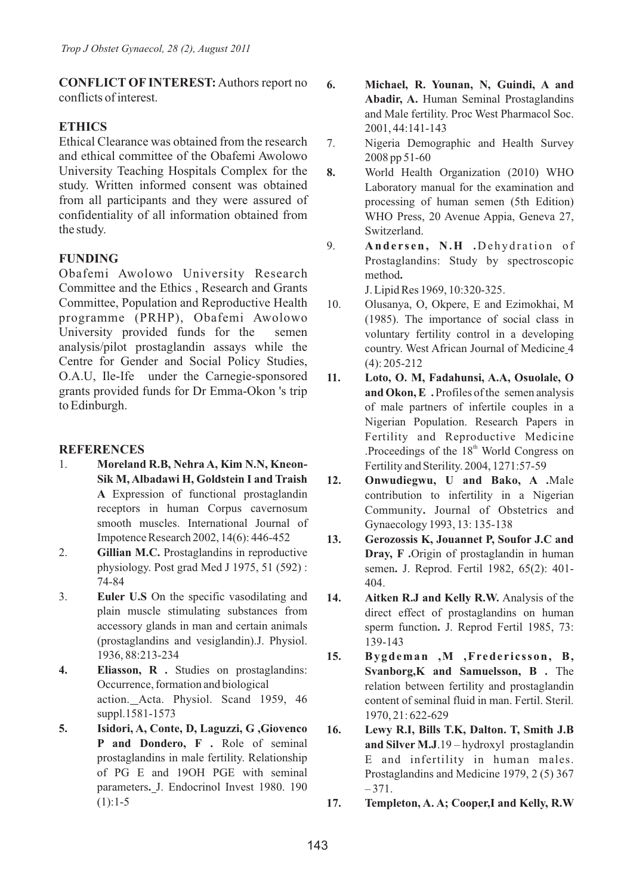**CONFLICT OF INTEREST:** Authors report no conflicts of interest.

## ETHICS

Ethical Clearance was obtained from the research and ethical committee of the Obafemi Awolowo University Teaching Hospitals Complex for the study. Written informed consent was obtained from all participants and they were assured of confidentiality of all information obtained from the study.

## FUNDING

Obafemi Awolowo University Research Committee and the Ethics , Research and Grants Committee, Population and Reproductive Health programme (PRHP), Obafemi Awolowo University provided funds for the semen analysis/pilot prostaglandin assays while the Centre for Gender and Social Policy Studies, O.A.U, Ile-Ife under the Carnegie-sponsored grants provided funds for Dr Emma-Okon 's trip to Edinburgh.

## REFERENCES

1. **Moreland R.B, Nehra A, Kim N.N, Kneon-Sik M, Albadawi H, Goldstein I and Traish A** Expression of functional prostaglandin receptors in human Corpus cavernosum smooth muscles. International Journal of Impotence Research 2002, 14(6): 446-452
2. **Gillian M.C.** Prostaglandins in reproductive physiology. Post grad Med J 1975, 51 (592) : 74-84
3. **Euler U.S** On the specific vasodilating and plain muscle stimulating substances from accessory glands in man and certain animals (prostaglandins and vesiglandin).J. Physiol. 1936, 88:213-234
4. **Eliasson, R .** Studies on prostaglandins: Occurrence, formation and biological action.\_Acta. Physiol. Scand 1959, 46 suppl.1581-1573
5. **Isidori, A, Conte, D, Laguzzi, G ,Giovenco P and Dondero, F .** Role of seminal prostaglandins in male fertility. Relationship of PG E and 19OH PGE with seminal parameters. J. Endocrinol Invest 1980. 190 (1):1-5
6. **Michael, R. Younan, N, Guindi, A and Abadir, A.** Human Seminal Prostaglandins and Male fertility. Proc West Pharmacol Soc. 2001, 44:141-143
7. Nigeria Demographic and Health Survey 2008 pp 51-60
8. World Health Organization (2010) WHO Laboratory manual for the examination and processing of human semen (5th Edition) WHO Press, 20 Avenue Appia, Geneva 27, Switzerland.
9. **Andersen, N.H .** Dehydration of Prostaglandins: Study by spectroscopic method. J. Lipid Res 1969, 10:320-325.
10. Olusanya, O, Okpere, E and Ezimokhai, M (1985). The importance of social class in voluntary fertility control in a developing country. West African Journal of Medicine 4 (4): 205-212
11. **Loto, O. M, Fadahunsi, A.A, Osuolale, O and Okon, E .** Profiles of the semen analysis of male partners of infertile couples in a Nigerian Population. Research Papers in Fertility and Reproductive Medicine .Proceedings of the 18th World Congress on Fertility and Sterility. 2004, 1271:57-59
12. **Onwudiegwu, U and Bako, A .** Male contribution to infertility in a Nigerian Community. Journal of Obstetrics and Gynaecology 1993, 13: 135-138
13. **Gerozossis K, Jouannet P, Soufor J.C and Dray, F .** Origin of prostaglandin in human semen. J. Reprod. Fertil 1982, 65(2): 401-404.
14. **Aitken R.J and Kelly R.W.** Analysis of the direct effect of prostaglandins on human sperm function. J. Reprod Fertil 1985, 73: 139-143
15. **Bygdeman ,M ,Fredericsson, B, Svanborg,K and Samuelsson, B .** The relation between fertility and prostaglandin content of seminal fluid in man. Fertil. Steril. 1970, 21: 622-629
16. **Lewy R.I, Bills T.K, Dalton. T, Smith J.B and Silver M.J**.19 – hydroxyl prostaglandin E and infertility in human males. Prostaglandins and Medicine 1979, 2 (5) 367 – 371.
17. **Templeton, A. A; Cooper,I and Kelly, R.W**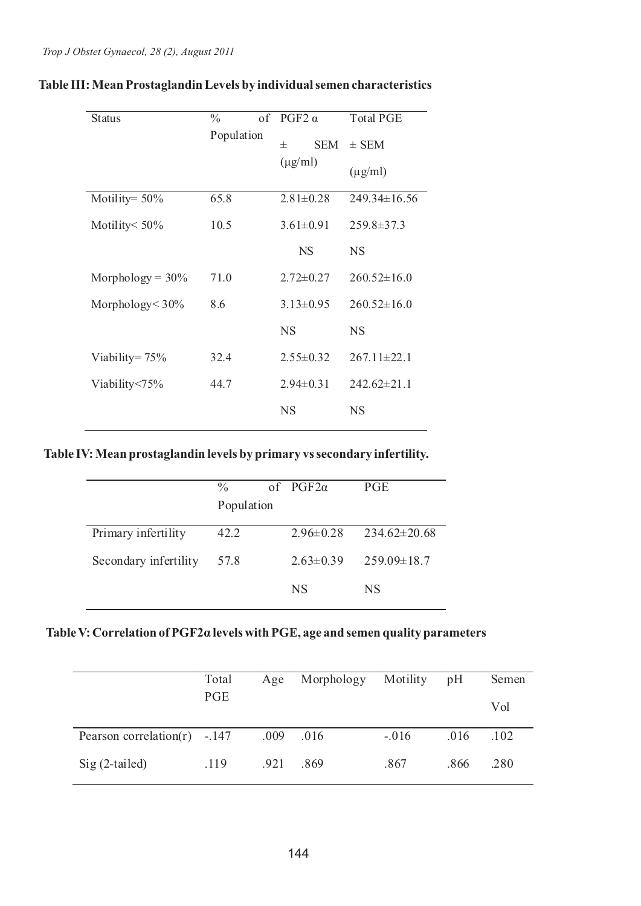**Table III: Mean Prostaglandin Levels by individual semen characteristics**

| Status | % of Population | PGF2 α ± SEM (μg/ml) | Total PGE ± SEM (μg/ml) |
|---|---|---|---|
| Motility= 50% | 65.8 | 2.81±0.28 | 249.34±16.56 |
| Motility< 50% | 10.5 | 3.61±0.91 | 259.8±37.3 |
| | | NS | NS |
| Morphology = 30% | 71.0 | 2.72±0.27 | 260.52±16.0 |
| Morphology< 30% | 8.6 | 3.13±0.95 | 260.52±16.0 |
| | | NS | NS |
| Viability= 75% | 32.4 | 2.55±0.32 | 267.11±22.1 |
| Viability<75% | 44.7 | 2.94±0.31 | 242.62±21.1 |
| | | NS | NS |

**Table IV: Mean prostaglandin levels by primary vs secondary infertility.**

| | % of Population | PGF2α | PGE |
|---|---|---|---|
| Primary infertility | 42.2 | 2.96±0.28 | 234.62±20.68 |
| Secondary infertility | 57.8 | 2.63±0.39 | 259.09±18.7 |
| | | NS | NS |

**Table V: Correlation of PGF2α levels with PGE, age and semen quality parameters**

| | Total PGE | Age | Morphology | Motility | pH | Semen Vol |
|---|---|---|---|---|---|---|
| Pearson correlation(r) | -.147 | .009 | .016 | -.016 | .016 | .102 |
| Sig (2-tailed) | .119 | .921 | .869 | .867 | .866 | .280 |